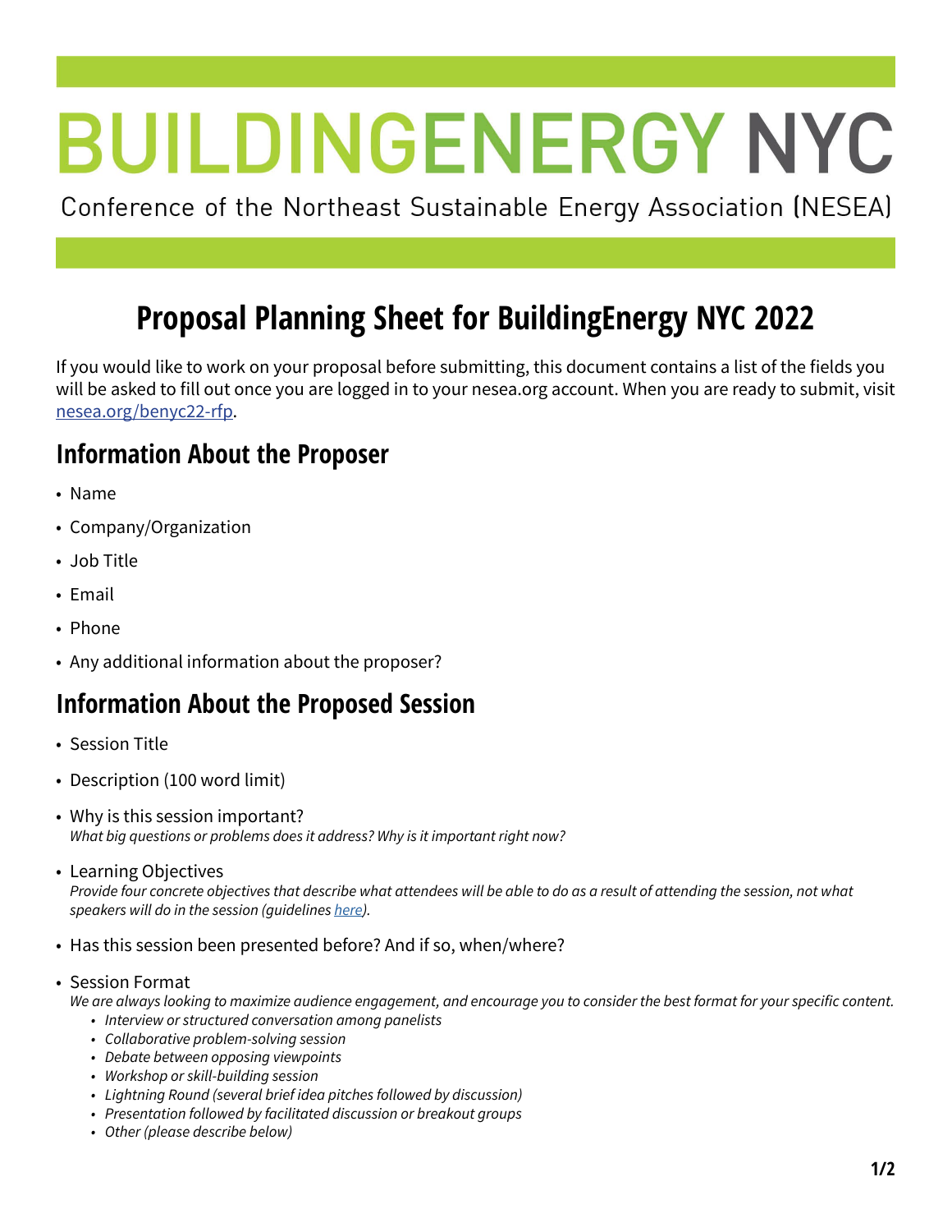// BUILDINGENERGY NYC

Conference of the Northeast Sustainable Energy Association (NESEA)

# Proposal Planning Sheet for BuildingEnergy NYC 2022

If you would like to work on your proposal before submitting, this document contains a list of the fields you will be asked to fill out once you are logged in to your nesea.org account. When you are ready to submit, visit [nesea.org/benyc22-rfp](nesea.org/benyc22-rfp).

## Information About the Proposer

- Name
- Company/Organization
- Job Title
- Email
- Phone
- Any additional information about the proposer?

## Information About the Proposed Session

- Session Title
- Description (100 word limit)
- Why is this session important?
  *What big questions or problems does it address? Why is it important right now?*
- Learning Objectives
  *Provide four concrete objectives that describe what attendees will be able to do as a result of attending the session, not what speakers will do in the session (guidelines [here](here)).*
- Has this session been presented before? And if so, when/where?
- Session Format
  *We are always looking to maximize audience engagement, and encourage you to consider the best format for your specific content.*
  - *Interview or structured conversation among panelists*
  - *Collaborative problem-solving session*
  - *Debate between opposing viewpoints*
  - *Workshop or skill-building session*
  - *Lightning Round (several brief idea pitches followed by discussion)*
  - *Presentation followed by facilitated discussion or breakout groups*
  - *Other (please describe below)*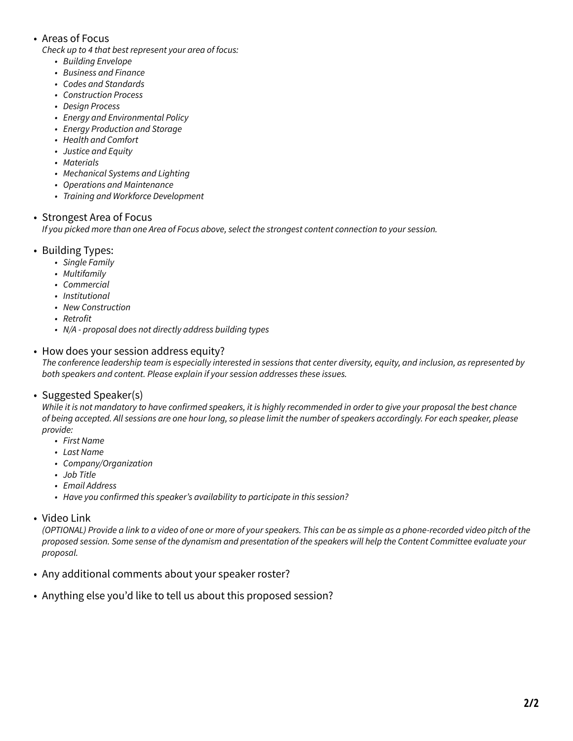- Areas of Focus
  *Check up to 4 that best represent your area of focus:*
  - *Building Envelope*
  - *Business and Finance*
  - *Codes and Standards*
  - *Construction Process*
  - *Design Process*
  - *Energy and Environmental Policy*
  - *Energy Production and Storage*
  - *Health and Comfort*
  - *Justice and Equity*
  - *Materials*
  - *Mechanical Systems and Lighting*
  - *Operations and Maintenance*
  - *Training and Workforce Development*

- Strongest Area of Focus
  *If you picked more than one Area of Focus above, select the strongest content connection to your session.*

- Building Types:
  - *Single Family*
  - *Multifamily*
  - *Commercial*
  - *Institutional*
  - *New Construction*
  - *Retrofit*
  - *N/A - proposal does not directly address building types*

- How does your session address equity?
  *The conference leadership team is especially interested in sessions that center diversity, equity, and inclusion, as represented by both speakers and content. Please explain if your session addresses these issues.*

- Suggested Speaker(s)
  *While it is not mandatory to have confirmed speakers, it is highly recommended in order to give your proposal the best chance of being accepted. All sessions are one hour long, so please limit the number of speakers accordingly. For each speaker, please provide:*
  - *First Name*
  - *Last Name*
  - *Company/Organization*
  - *Job Title*
  - *Email Address*
  - *Have you confirmed this speaker's availability to participate in this session?*

- Video Link
  *(OPTIONAL) Provide a link to a video of one or more of your speakers. This can be as simple as a phone-recorded video pitch of the proposed session. Some sense of the dynamism and presentation of the speakers will help the Content Committee evaluate your proposal.*

- Any additional comments about your speaker roster?

- Anything else you'd like to tell us about this proposed session?